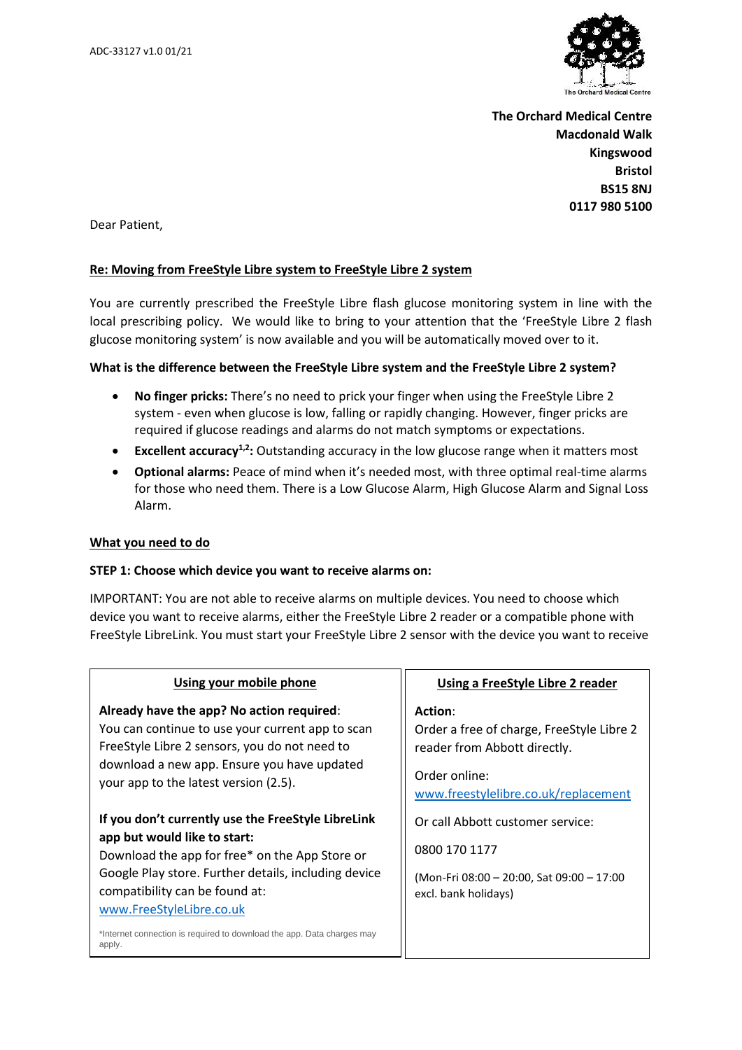ADC-33127 v1.0 01/21

**The Orchard Medical Centre**
**Macdonald Walk**
**Kingswood**
**Bristol**
**BS15 8NJ**
**0117 980 5100**

Dear Patient,

## Re: Moving from FreeStyle Libre system to FreeStyle Libre 2 system

You are currently prescribed the FreeStyle Libre flash glucose monitoring system in line with the local prescribing policy. We would like to bring to your attention that the 'FreeStyle Libre 2 flash glucose monitoring system' is now available and you will be automatically moved over to it.

### What is the difference between the FreeStyle Libre system and the FreeStyle Libre 2 system?

- **No finger pricks:** There's no need to prick your finger when using the FreeStyle Libre 2 system - even when glucose is low, falling or rapidly changing. However, finger pricks are required if glucose readings and alarms do not match symptoms or expectations.
- **Excellent accuracy[1,2]:** Outstanding accuracy in the low glucose range when it matters most
- **Optional alarms:** Peace of mind when it's needed most, with three optimal real-time alarms for those who need them. There is a Low Glucose Alarm, High Glucose Alarm and Signal Loss Alarm.

## What you need to do

### STEP 1: Choose which device you want to receive alarms on:

IMPORTANT: You are not able to receive alarms on multiple devices. You need to choose which device you want to receive alarms, either the FreeStyle Libre 2 reader or a compatible phone with FreeStyle LibreLink. You must start your FreeStyle Libre 2 sensor with the device you want to receive

| Using your mobile phone | Using a FreeStyle Libre 2 reader |
| --- | --- |
| **Already have the app? No action required**: You can continue to use your current app to scan FreeStyle Libre 2 sensors, you do not need to download a new app. Ensure you have updated your app to the latest version (2.5).<br><br>**If you don't currently use the FreeStyle LibreLink app but would like to start:** Download the app for free* on the App Store or Google Play store. Further details, including device compatibility can be found at: www.FreeStyleLibre.co.uk<br><br>*Internet connection is required to download the app. Data charges may apply. | **Action**: Order a free of charge, FreeStyle Libre 2 reader from Abbott directly.<br><br>Order online: www.freestylelibre.co.uk/replacement<br><br>Or call Abbott customer service:<br><br>0800 170 1177<br><br>(Mon-Fri 08:00 – 20:00, Sat 09:00 – 17:00 excl. bank holidays) |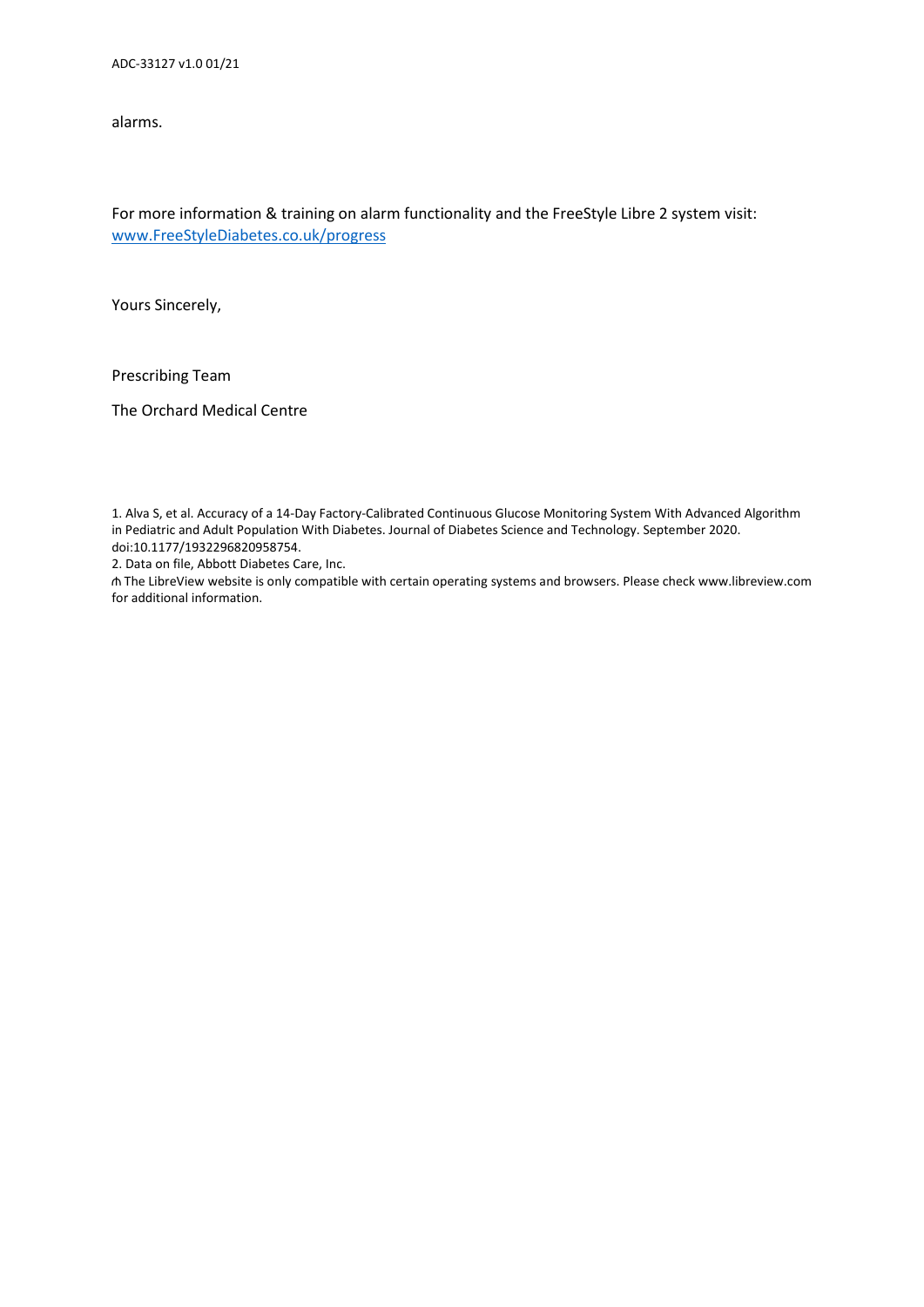alarms.

For more information & training on alarm functionality and the FreeStyle Libre 2 system visit: [www.FreeStyleDiabetes.co.uk/progress](http://www.FreeStyleDiabetes.co.uk/progress)

Yours Sincerely,

Prescribing Team

The Orchard Medical Centre

1. Alva S, et al. Accuracy of a 14-Day Factory-Calibrated Continuous Glucose Monitoring System With Advanced Algorithm in Pediatric and Adult Population With Diabetes. Journal of Diabetes Science and Technology. September 2020. doi:10.1177/1932296820958754.

2. Data on file, Abbott Diabetes Care, Inc.

₼ The LibreView website is only compatible with certain operating systems and browsers. Please check www.libreview.com for additional information.